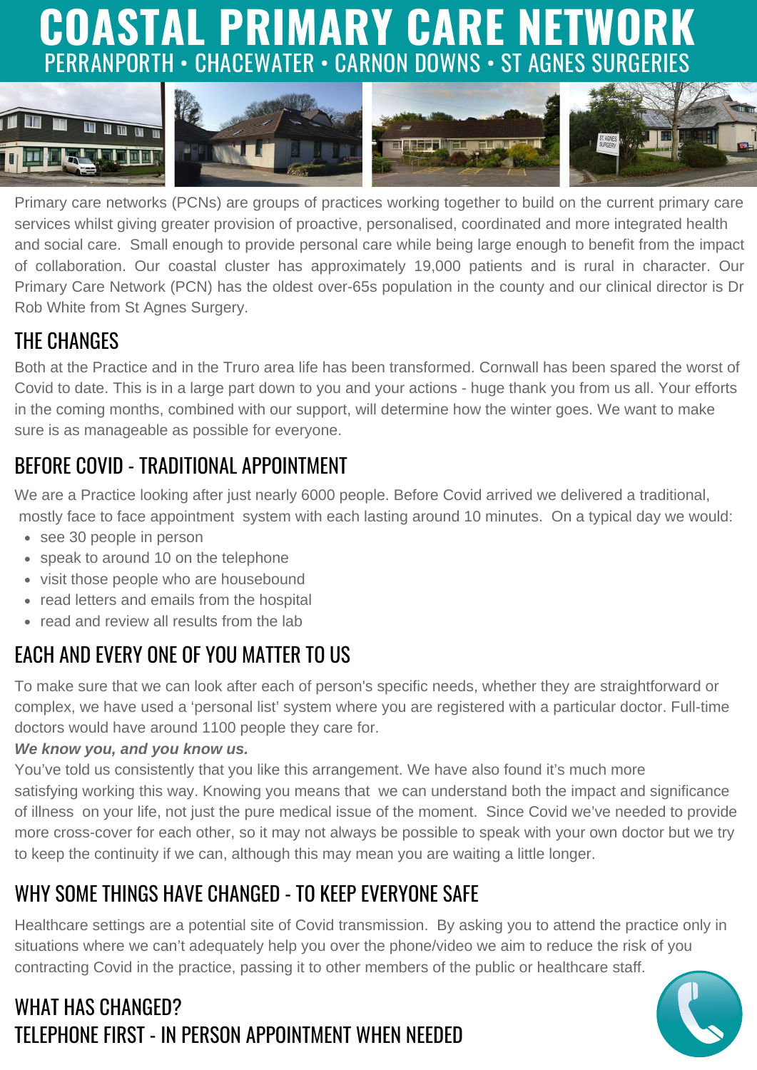# COASTAL PRIMARY CARE NETWORK

PERRANPORTH • CHACEWATER • CARNON DOWNS • ST AGNES SURGERIES

Primary care networks (PCNs) are groups of practices working together to build on the current primary care services whilst giving greater provision of proactive, personalised, coordinated and more integrated health and social care. Small enough to provide personal care while being large enough to benefit from the impact of collaboration. Our coastal cluster has approximately 19,000 patients and is rural in character. Our Primary Care Network (PCN) has the oldest over-65s population in the county and our clinical director is Dr Rob White from St Agnes Surgery.

## THE CHANGES

Both at the Practice and in the Truro area life has been transformed. Cornwall has been spared the worst of Covid to date. This is in a large part down to you and your actions - huge thank you from us all. Your efforts in the coming months, combined with our support, will determine how the winter goes. We want to make sure is as manageable as possible for everyone.

## BEFORE COVID - TRADITIONAL APPOINTMENT

We are a Practice looking after just nearly 6000 people. Before Covid arrived we delivered a traditional, mostly face to face appointment system with each lasting around 10 minutes. On a typical day we would:

- see 30 people in person
- speak to around 10 on the telephone
- visit those people who are housebound
- read letters and emails from the hospital
- read and review all results from the lab

## EACH AND EVERY ONE OF YOU MATTER TO US

To make sure that we can look after each of person's specific needs, whether they are straightforward or complex, we have used a 'personal list' system where you are registered with a particular doctor. Full-time doctors would have around 1100 people they care for.

***We know you, and you know us.***

You've told us consistently that you like this arrangement. We have also found it's much more satisfying working this way. Knowing you means that we can understand both the impact and significance of illness on your life, not just the pure medical issue of the moment. Since Covid we've needed to provide more cross-cover for each other, so it may not always be possible to speak with your own doctor but we try to keep the continuity if we can, although this may mean you are waiting a little longer.

## WHY SOME THINGS HAVE CHANGED - TO KEEP EVERYONE SAFE

Healthcare settings are a potential site of Covid transmission. By asking you to attend the practice only in situations where we can't adequately help you over the phone/video we aim to reduce the risk of you contracting Covid in the practice, passing it to other members of the public or healthcare staff.

## WHAT HAS CHANGED?
## TELEPHONE FIRST - IN PERSON APPOINTMENT WHEN NEEDED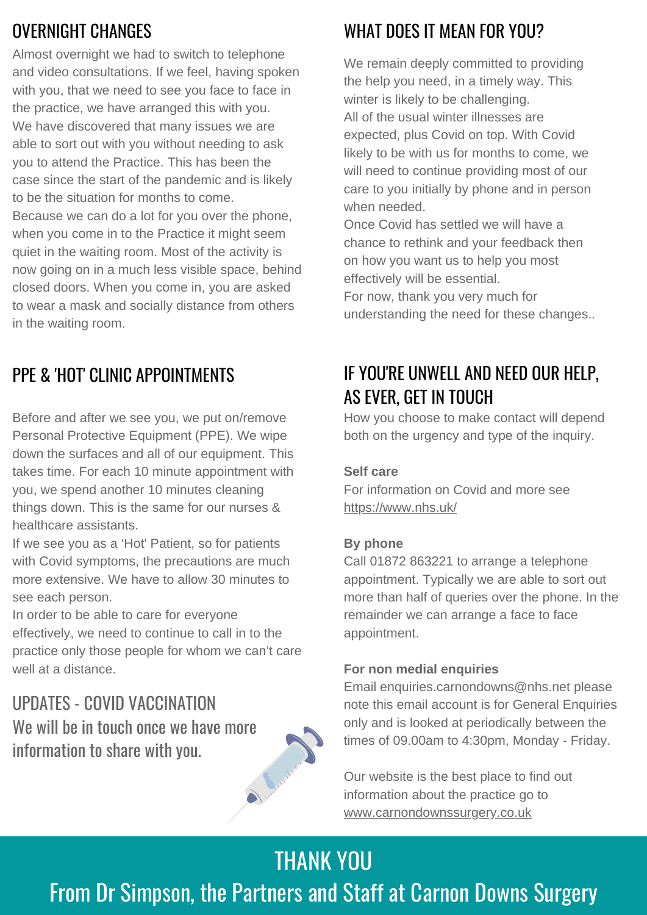## OVERNIGHT CHANGES

Almost overnight we had to switch to telephone and video consultations. If we feel, having spoken with you, that we need to see you face to face in the practice, we have arranged this with you.
We have discovered that many issues we are able to sort out with you without needing to ask you to attend the Practice. This has been the case since the start of the pandemic and is likely to be the situation for months to come.
Because we can do a lot for you over the phone, when you come in to the Practice it might seem quiet in the waiting room. Most of the activity is now going on in a much less visible space, behind closed doors. When you come in, you are asked to wear a mask and socially distance from others in the waiting room.

## PPE & 'HOT' CLINIC APPOINTMENTS

Before and after we see you, we put on/remove Personal Protective Equipment (PPE). We wipe down the surfaces and all of our equipment. This takes time. For each 10 minute appointment with you, we spend another 10 minutes cleaning things down. This is the same for our nurses & healthcare assistants.
If we see you as a 'Hot' Patient, so for patients with Covid symptoms, the precautions are much more extensive. We have to allow 30 minutes to see each person.
In order to be able to care for everyone effectively, we need to continue to call in to the practice only those people for whom we can't care well at a distance.

## UPDATES - COVID VACCINATION

We will be in touch once we have more information to share with you.

## WHAT DOES IT MEAN FOR YOU?

We remain deeply committed to providing the help you need, in a timely way. This winter is likely to be challenging.
All of the usual winter illnesses are expected, plus Covid on top. With Covid likely to be with us for months to come, we will need to continue providing most of our care to you initially by phone and in person when needed.
Once Covid has settled we will have a chance to rethink and your feedback then on how you want us to help you most effectively will be essential.
For now, thank you very much for understanding the need for these changes..

## IF YOU'RE UNWELL AND NEED OUR HELP, AS EVER, GET IN TOUCH

How you choose to make contact will depend both on the urgency and type of the inquiry.

**Self care**
For information on Covid and more see https://www.nhs.uk/

**By phone**
Call 01872 863221 to arrange a telephone appointment. Typically we are able to sort out more than half of queries over the phone. In the remainder we can arrange a face to face appointment.

**For non medial enquiries**
Email enquiries.carnondowns@nhs.net please note this email account is for General Enquiries only and is looked at periodically between the times of 09.00am to 4:30pm, Monday - Friday.

Our website is the best place to find out information about the practice go to www.carnondownssurgery.co.uk

## THANK YOU

From Dr Simpson, the Partners and Staff at Carnon Downs Surgery